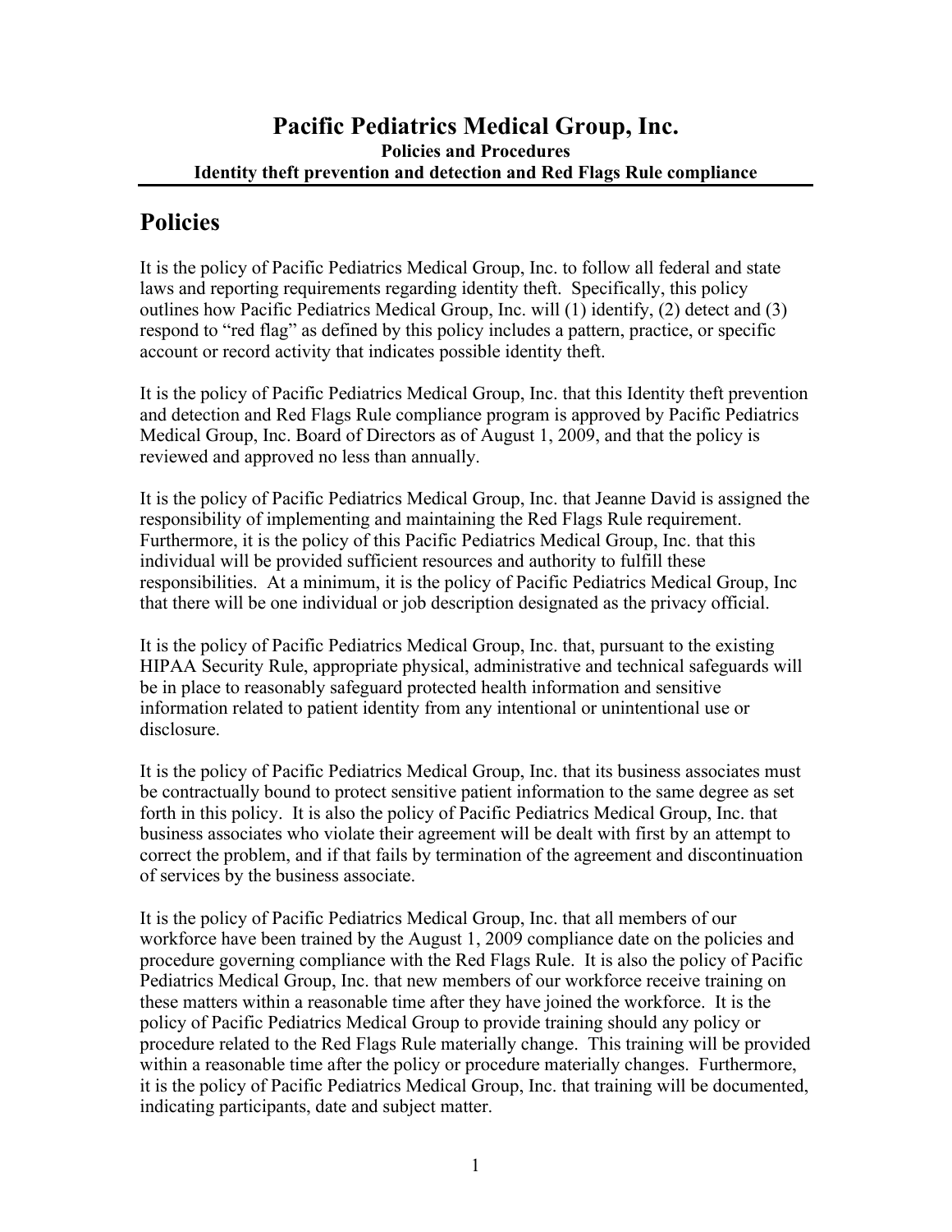# Pacific Pediatrics Medical Group, Inc.

**Policies and Procedures**

**Identity theft prevention and detection and Red Flags Rule compliance**

## Policies

It is the policy of Pacific Pediatrics Medical Group, Inc. to follow all federal and state laws and reporting requirements regarding identity theft. Specifically, this policy outlines how Pacific Pediatrics Medical Group, Inc. will (1) identify, (2) detect and (3) respond to "red flag" as defined by this policy includes a pattern, practice, or specific account or record activity that indicates possible identity theft.

It is the policy of Pacific Pediatrics Medical Group, Inc. that this Identity theft prevention and detection and Red Flags Rule compliance program is approved by Pacific Pediatrics Medical Group, Inc. Board of Directors as of August 1, 2009, and that the policy is reviewed and approved no less than annually.

It is the policy of Pacific Pediatrics Medical Group, Inc. that Jeanne David is assigned the responsibility of implementing and maintaining the Red Flags Rule requirement. Furthermore, it is the policy of this Pacific Pediatrics Medical Group, Inc. that this individual will be provided sufficient resources and authority to fulfill these responsibilities. At a minimum, it is the policy of Pacific Pediatrics Medical Group, Inc that there will be one individual or job description designated as the privacy official.

It is the policy of Pacific Pediatrics Medical Group, Inc. that, pursuant to the existing HIPAA Security Rule, appropriate physical, administrative and technical safeguards will be in place to reasonably safeguard protected health information and sensitive information related to patient identity from any intentional or unintentional use or disclosure.

It is the policy of Pacific Pediatrics Medical Group, Inc. that its business associates must be contractually bound to protect sensitive patient information to the same degree as set forth in this policy. It is also the policy of Pacific Pediatrics Medical Group, Inc. that business associates who violate their agreement will be dealt with first by an attempt to correct the problem, and if that fails by termination of the agreement and discontinuation of services by the business associate.

It is the policy of Pacific Pediatrics Medical Group, Inc. that all members of our workforce have been trained by the August 1, 2009 compliance date on the policies and procedure governing compliance with the Red Flags Rule. It is also the policy of Pacific Pediatrics Medical Group, Inc. that new members of our workforce receive training on these matters within a reasonable time after they have joined the workforce. It is the policy of Pacific Pediatrics Medical Group to provide training should any policy or procedure related to the Red Flags Rule materially change. This training will be provided within a reasonable time after the policy or procedure materially changes. Furthermore, it is the policy of Pacific Pediatrics Medical Group, Inc. that training will be documented, indicating participants, date and subject matter.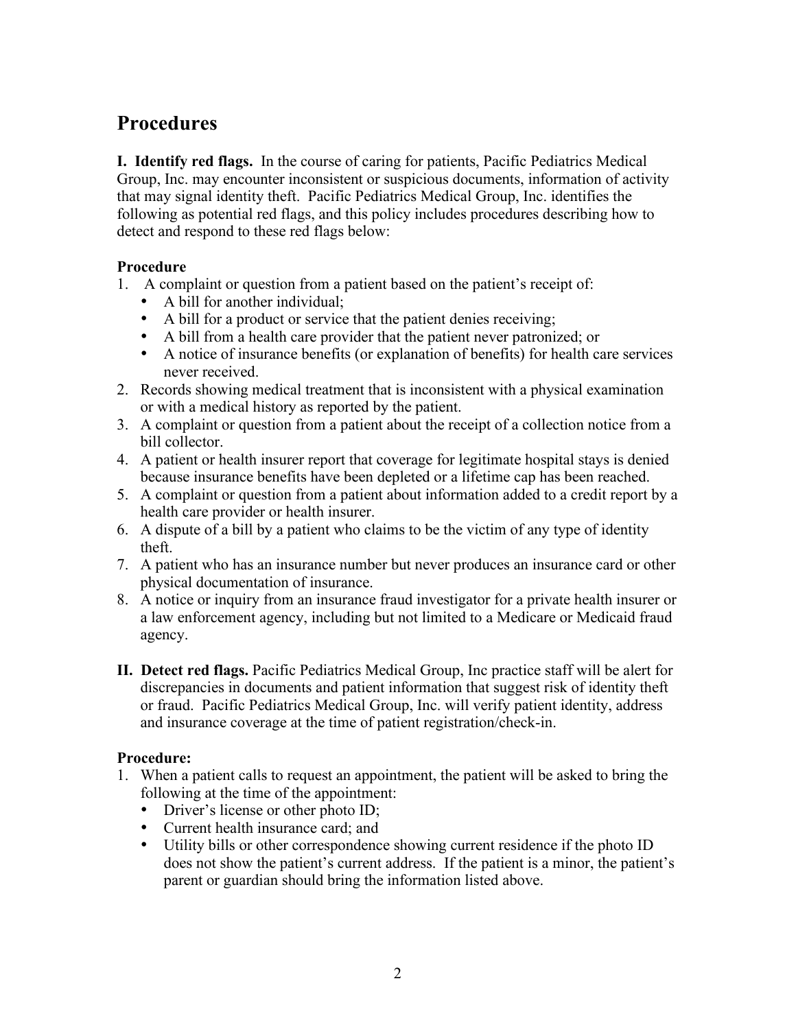## Procedures

**I. Identify red flags.** In the course of caring for patients, Pacific Pediatrics Medical Group, Inc. may encounter inconsistent or suspicious documents, information of activity that may signal identity theft. Pacific Pediatrics Medical Group, Inc. identifies the following as potential red flags, and this policy includes procedures describing how to detect and respond to these red flags below:

**Procedure**

1. A complaint or question from a patient based on the patient's receipt of:
   - A bill for another individual;
   - A bill for a product or service that the patient denies receiving;
   - A bill from a health care provider that the patient never patronized; or
   - A notice of insurance benefits (or explanation of benefits) for health care services never received.
2. Records showing medical treatment that is inconsistent with a physical examination or with a medical history as reported by the patient.
3. A complaint or question from a patient about the receipt of a collection notice from a bill collector.
4. A patient or health insurer report that coverage for legitimate hospital stays is denied because insurance benefits have been depleted or a lifetime cap has been reached.
5. A complaint or question from a patient about information added to a credit report by a health care provider or health insurer.
6. A dispute of a bill by a patient who claims to be the victim of any type of identity theft.
7. A patient who has an insurance number but never produces an insurance card or other physical documentation of insurance.
8. A notice or inquiry from an insurance fraud investigator for a private health insurer or a law enforcement agency, including but not limited to a Medicare or Medicaid fraud agency.

**II. Detect red flags.** Pacific Pediatrics Medical Group, Inc practice staff will be alert for discrepancies in documents and patient information that suggest risk of identity theft or fraud. Pacific Pediatrics Medical Group, Inc. will verify patient identity, address and insurance coverage at the time of patient registration/check-in.

**Procedure:**

1. When a patient calls to request an appointment, the patient will be asked to bring the following at the time of the appointment:
   - Driver's license or other photo ID;
   - Current health insurance card; and
   - Utility bills or other correspondence showing current residence if the photo ID does not show the patient's current address. If the patient is a minor, the patient's parent or guardian should bring the information listed above.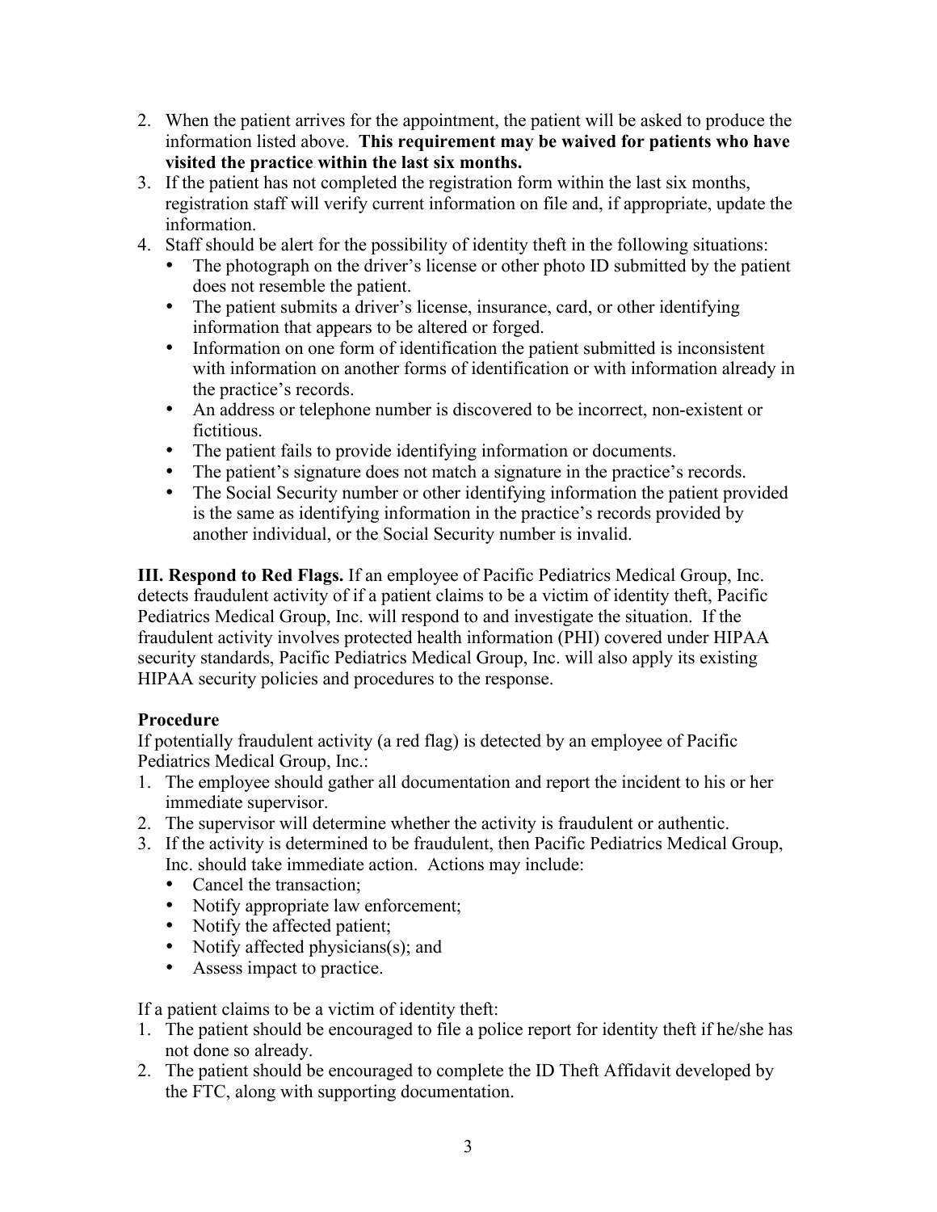2. When the patient arrives for the appointment, the patient will be asked to produce the information listed above. **This requirement may be waived for patients who have visited the practice within the last six months.**
3. If the patient has not completed the registration form within the last six months, registration staff will verify current information on file and, if appropriate, update the information.
4. Staff should be alert for the possibility of identity theft in the following situations:
   - The photograph on the driver's license or other photo ID submitted by the patient does not resemble the patient.
   - The patient submits a driver's license, insurance, card, or other identifying information that appears to be altered or forged.
   - Information on one form of identification the patient submitted is inconsistent with information on another forms of identification or with information already in the practice's records.
   - An address or telephone number is discovered to be incorrect, non-existent or fictitious.
   - The patient fails to provide identifying information or documents.
   - The patient's signature does not match a signature in the practice's records.
   - The Social Security number or other identifying information the patient provided is the same as identifying information in the practice's records provided by another individual, or the Social Security number is invalid.

**III. Respond to Red Flags.** If an employee of Pacific Pediatrics Medical Group, Inc. detects fraudulent activity of if a patient claims to be a victim of identity theft, Pacific Pediatrics Medical Group, Inc. will respond to and investigate the situation. If the fraudulent activity involves protected health information (PHI) covered under HIPAA security standards, Pacific Pediatrics Medical Group, Inc. will also apply its existing HIPAA security policies and procedures to the response.

**Procedure**

If potentially fraudulent activity (a red flag) is detected by an employee of Pacific Pediatrics Medical Group, Inc.:

1. The employee should gather all documentation and report the incident to his or her immediate supervisor.
2. The supervisor will determine whether the activity is fraudulent or authentic.
3. If the activity is determined to be fraudulent, then Pacific Pediatrics Medical Group, Inc. should take immediate action. Actions may include:
   - Cancel the transaction;
   - Notify appropriate law enforcement;
   - Notify the affected patient;
   - Notify affected physicians(s); and
   - Assess impact to practice.

If a patient claims to be a victim of identity theft:

1. The patient should be encouraged to file a police report for identity theft if he/she has not done so already.
2. The patient should be encouraged to complete the ID Theft Affidavit developed by the FTC, along with supporting documentation.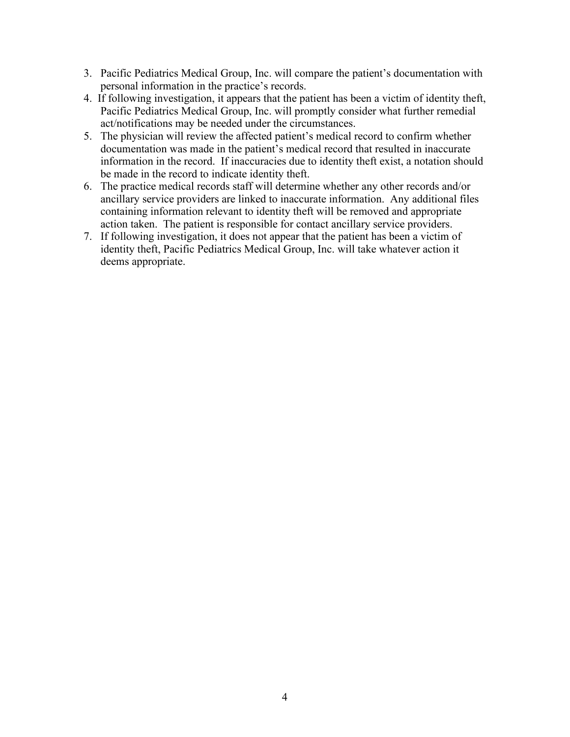3. Pacific Pediatrics Medical Group, Inc. will compare the patient's documentation with personal information in the practice's records.
4. If following investigation, it appears that the patient has been a victim of identity theft, Pacific Pediatrics Medical Group, Inc. will promptly consider what further remedial act/notifications may be needed under the circumstances.
5. The physician will review the affected patient's medical record to confirm whether documentation was made in the patient's medical record that resulted in inaccurate information in the record. If inaccuracies due to identity theft exist, a notation should be made in the record to indicate identity theft.
6. The practice medical records staff will determine whether any other records and/or ancillary service providers are linked to inaccurate information. Any additional files containing information relevant to identity theft will be removed and appropriate action taken. The patient is responsible for contact ancillary service providers.
7. If following investigation, it does not appear that the patient has been a victim of identity theft, Pacific Pediatrics Medical Group, Inc. will take whatever action it deems appropriate.